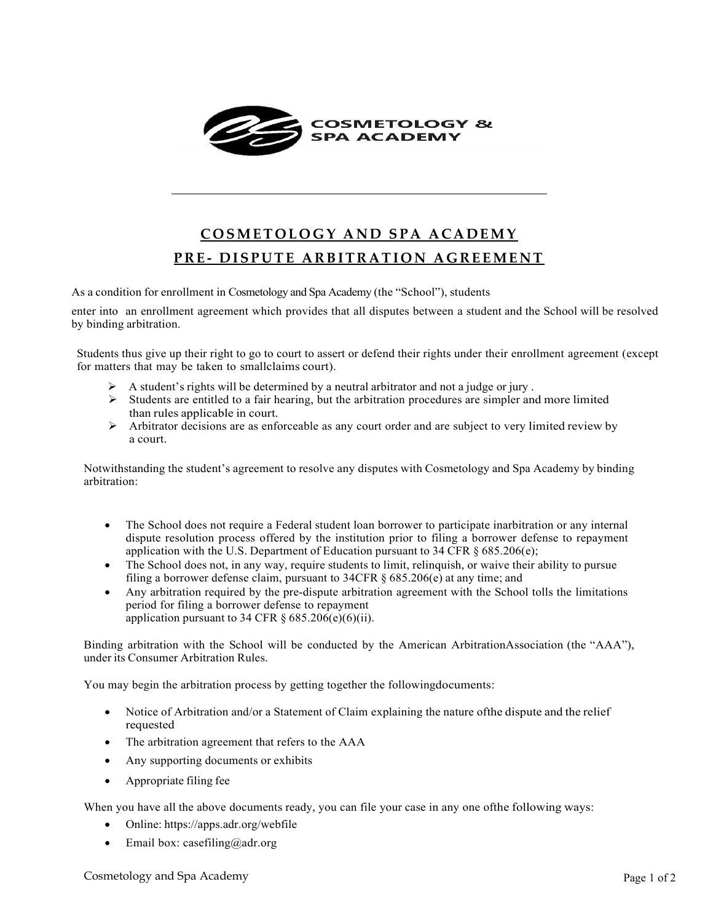COSMETOLOGY & SPA ACADEMY

# COSMETOLOGY AND SPA ACADEMY

## PRE- DISPUTE ARBITRATION AGREEMENT

As a condition for enrollment in Cosmetology and Spa Academy (the "School"), students enter into an enrollment agreement which provides that all disputes between a student and the School will be resolved by binding arbitration.

Students thus give up their right to go to court to assert or defend their rights under their enrollment agreement (except for matters that may be taken to smallclaims court).

- A student's rights will be determined by a neutral arbitrator and not a judge or jury .
- Students are entitled to a fair hearing, but the arbitration procedures are simpler and more limited than rules applicable in court.
- Arbitrator decisions are as enforceable as any court order and are subject to very limited review by a court.

Notwithstanding the student's agreement to resolve any disputes with Cosmetology and Spa Academy by binding arbitration:

- The School does not require a Federal student loan borrower to participate inarbitration or any internal dispute resolution process offered by the institution prior to filing a borrower defense to repayment application with the U.S. Department of Education pursuant to 34 CFR § 685.206(e);
- The School does not, in any way, require students to limit, relinquish, or waive their ability to pursue filing a borrower defense claim, pursuant to 34CFR § 685.206(e) at any time; and
- Any arbitration required by the pre-dispute arbitration agreement with the School tolls the limitations period for filing a borrower defense to repayment application pursuant to 34 CFR § 685.206(e)(6)(ii).

Binding arbitration with the School will be conducted by the American ArbitrationAssociation (the "AAA"), under its Consumer Arbitration Rules.

You may begin the arbitration process by getting together the followingdocuments:

- Notice of Arbitration and/or a Statement of Claim explaining the nature ofthe dispute and the relief requested
- The arbitration agreement that refers to the AAA
- Any supporting documents or exhibits
- Appropriate filing fee

When you have all the above documents ready, you can file your case in any one ofthe following ways:

- Online: https://apps.adr.org/webfile
- Email box: casefiling@adr.org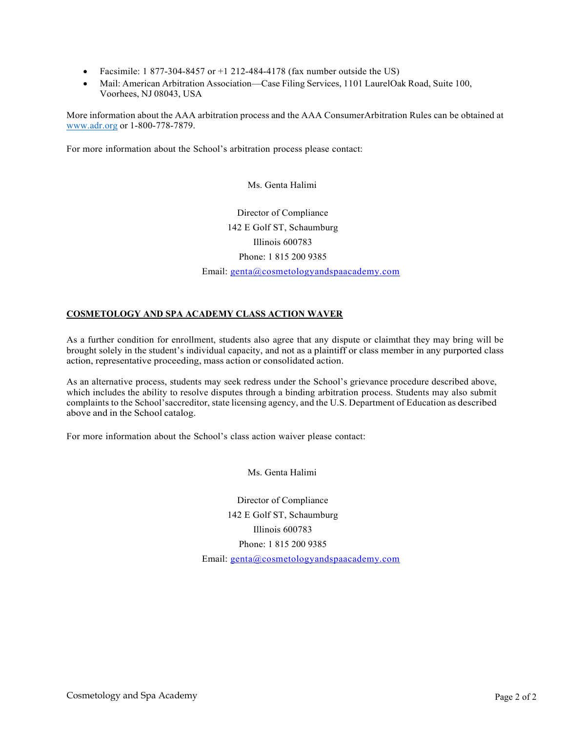- Facsimile: 1 877-304-8457 or +1 212-484-4178 (fax number outside the US)
- Mail: American Arbitration Association—Case Filing Services, 1101 LaurelOak Road, Suite 100, Voorhees, NJ 08043, USA

More information about the AAA arbitration process and the AAA ConsumerArbitration Rules can be obtained at www.adr.org or 1-800-778-7879.

For more information about the School's arbitration process please contact:

Ms. Genta Halimi

Director of Compliance
142 E Golf ST, Schaumburg
Illinois 600783
Phone: 1 815 200 9385
Email: genta@cosmetologyandspaacademy.com

**COSMETOLOGY AND SPA ACADEMY CLASS ACTION WAVER**

As a further condition for enrollment, students also agree that any dispute or claimthat they may bring will be brought solely in the student's individual capacity, and not as a plaintiff or class member in any purported class action, representative proceeding, mass action or consolidated action.

As an alternative process, students may seek redress under the School's grievance procedure described above, which includes the ability to resolve disputes through a binding arbitration process. Students may also submit complaints to the School'saccreditor, state licensing agency, and the U.S. Department of Education as described above and in the School catalog.

For more information about the School's class action waiver please contact:

Ms. Genta Halimi

Director of Compliance
142 E Golf ST, Schaumburg
Illinois 600783
Phone: 1 815 200 9385
Email: genta@cosmetologyandspaacademy.com